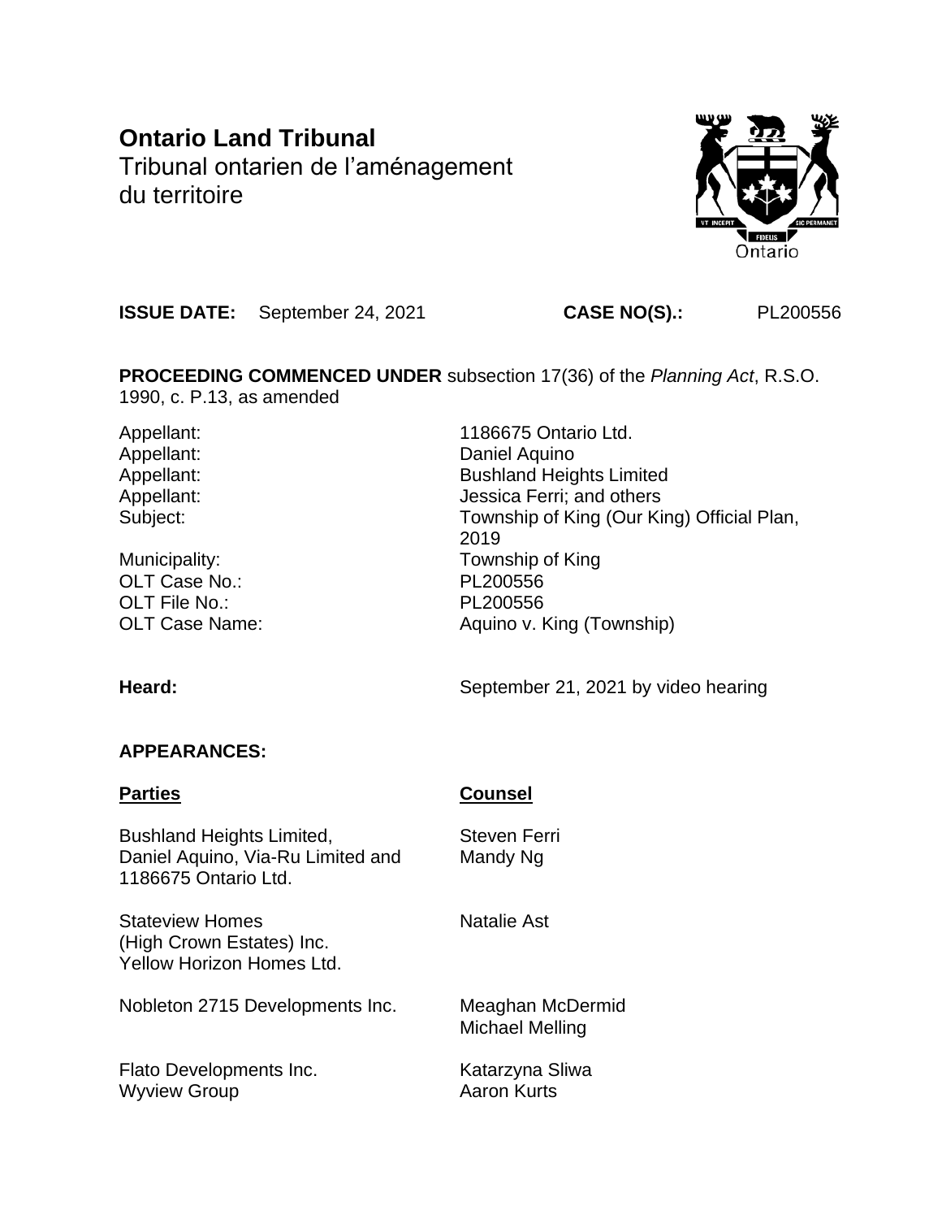# Ontario Land Tribunal

Tribunal ontarien de l'aménagement du territoire

**ISSUE DATE:** September 24, 2021 **CASE NO(S).:** PL200556

**PROCEEDING COMMENCED UNDER** subsection 17(36) of the *Planning Act*, R.S.O. 1990, c. P.13, as amended

| | |
|---|---|
| Appellant: | 1186675 Ontario Ltd. |
| Appellant: | Daniel Aquino |
| Appellant: | Bushland Heights Limited |
| Appellant: | Jessica Ferri; and others |
| Subject: | Township of King (Our King) Official Plan, 2019 |
| Municipality: | Township of King |
| OLT Case No.: | PL200556 |
| OLT File No.: | PL200556 |
| OLT Case Name: | Aquino v. King (Township) |

**Heard:** September 21, 2021 by video hearing

**APPEARANCES:**

| **Parties** | **Counsel** |
|---|---|
| Bushland Heights Limited, Daniel Aquino, Via-Ru Limited and 1186675 Ontario Ltd. | Steven Ferri<br>Mandy Ng |
| Stateview Homes (High Crown Estates) Inc.<br>Yellow Horizon Homes Ltd. | Natalie Ast |
| Nobleton 2715 Developments Inc. | Meaghan McDermid<br>Michael Melling |
| Flato Developments Inc.<br>Wyview Group | Katarzyna Sliwa<br>Aaron Kurts |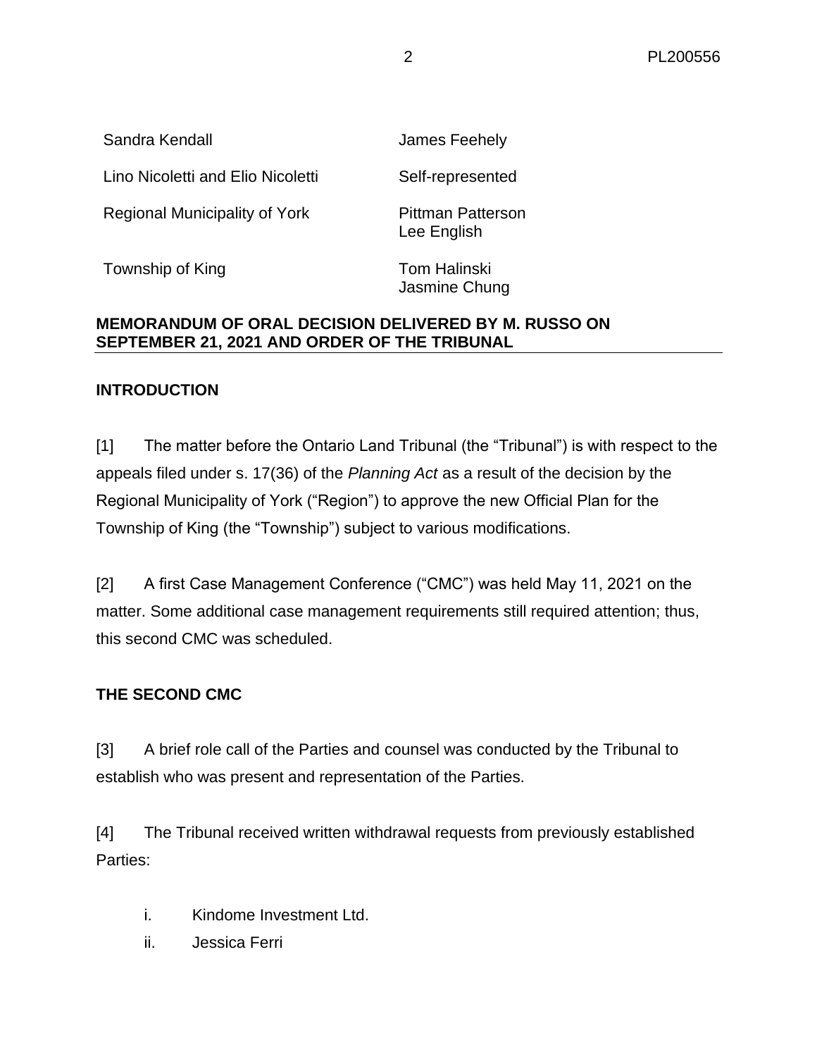| | |
|---|---|
| Sandra Kendall | James Feehely |
| Lino Nicoletti and Elio Nicoletti | Self-represented |
| Regional Municipality of York | Pittman Patterson<br>Lee English |
| Township of King | Tom Halinski<br>Jasmine Chung |

**MEMORANDUM OF ORAL DECISION DELIVERED BY M. RUSSO ON SEPTEMBER 21, 2021 AND ORDER OF THE TRIBUNAL**

**INTRODUCTION**

[1] The matter before the Ontario Land Tribunal (the “Tribunal”) is with respect to the appeals filed under s. 17(36) of the *Planning Act* as a result of the decision by the Regional Municipality of York (“Region”) to approve the new Official Plan for the Township of King (the “Township”) subject to various modifications.

[2] A first Case Management Conference (“CMC”) was held May 11, 2021 on the matter. Some additional case management requirements still required attention; thus, this second CMC was scheduled.

**THE SECOND CMC**

[3] A brief role call of the Parties and counsel was conducted by the Tribunal to establish who was present and representation of the Parties.

[4] The Tribunal received written withdrawal requests from previously established Parties:

i. Kindome Investment Ltd.
ii. Jessica Ferri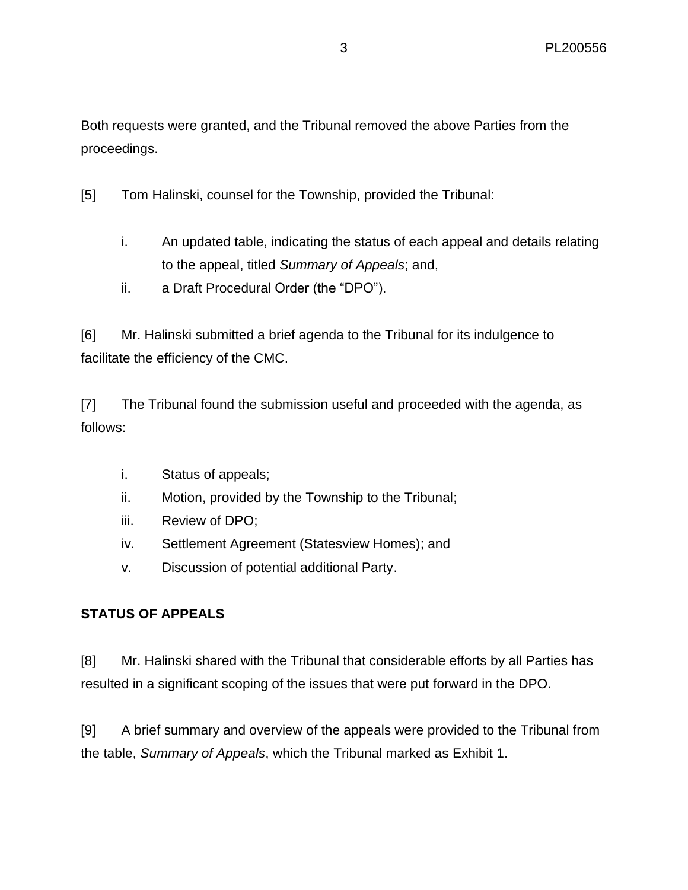Both requests were granted, and the Tribunal removed the above Parties from the proceedings.

[5] Tom Halinski, counsel for the Township, provided the Tribunal:

i. An updated table, indicating the status of each appeal and details relating to the appeal, titled *Summary of Appeals*; and,
ii. a Draft Procedural Order (the "DPO").

[6] Mr. Halinski submitted a brief agenda to the Tribunal for its indulgence to facilitate the efficiency of the CMC.

[7] The Tribunal found the submission useful and proceeded with the agenda, as follows:

i. Status of appeals;
ii. Motion, provided by the Township to the Tribunal;
iii. Review of DPO;
iv. Settlement Agreement (Statesview Homes); and
v. Discussion of potential additional Party.

**STATUS OF APPEALS**

[8] Mr. Halinski shared with the Tribunal that considerable efforts by all Parties has resulted in a significant scoping of the issues that were put forward in the DPO.

[9] A brief summary and overview of the appeals were provided to the Tribunal from the table, *Summary of Appeals*, which the Tribunal marked as Exhibit 1.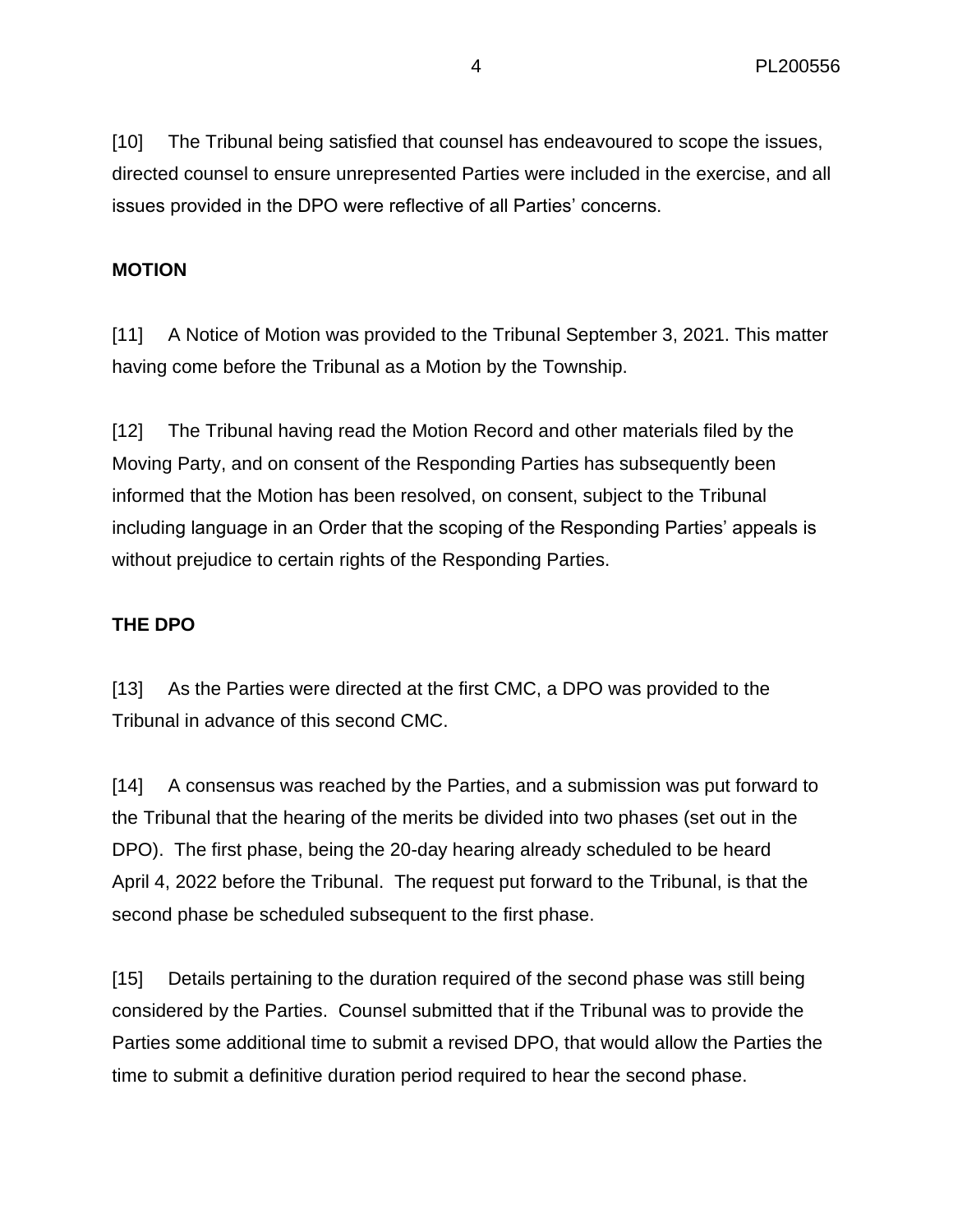[10] The Tribunal being satisfied that counsel has endeavoured to scope the issues, directed counsel to ensure unrepresented Parties were included in the exercise, and all issues provided in the DPO were reflective of all Parties' concerns.

**MOTION**

[11] A Notice of Motion was provided to the Tribunal September 3, 2021. This matter having come before the Tribunal as a Motion by the Township.

[12] The Tribunal having read the Motion Record and other materials filed by the Moving Party, and on consent of the Responding Parties has subsequently been informed that the Motion has been resolved, on consent, subject to the Tribunal including language in an Order that the scoping of the Responding Parties' appeals is without prejudice to certain rights of the Responding Parties.

**THE DPO**

[13] As the Parties were directed at the first CMC, a DPO was provided to the Tribunal in advance of this second CMC.

[14] A consensus was reached by the Parties, and a submission was put forward to the Tribunal that the hearing of the merits be divided into two phases (set out in the DPO). The first phase, being the 20-day hearing already scheduled to be heard April 4, 2022 before the Tribunal. The request put forward to the Tribunal, is that the second phase be scheduled subsequent to the first phase.

[15] Details pertaining to the duration required of the second phase was still being considered by the Parties. Counsel submitted that if the Tribunal was to provide the Parties some additional time to submit a revised DPO, that would allow the Parties the time to submit a definitive duration period required to hear the second phase.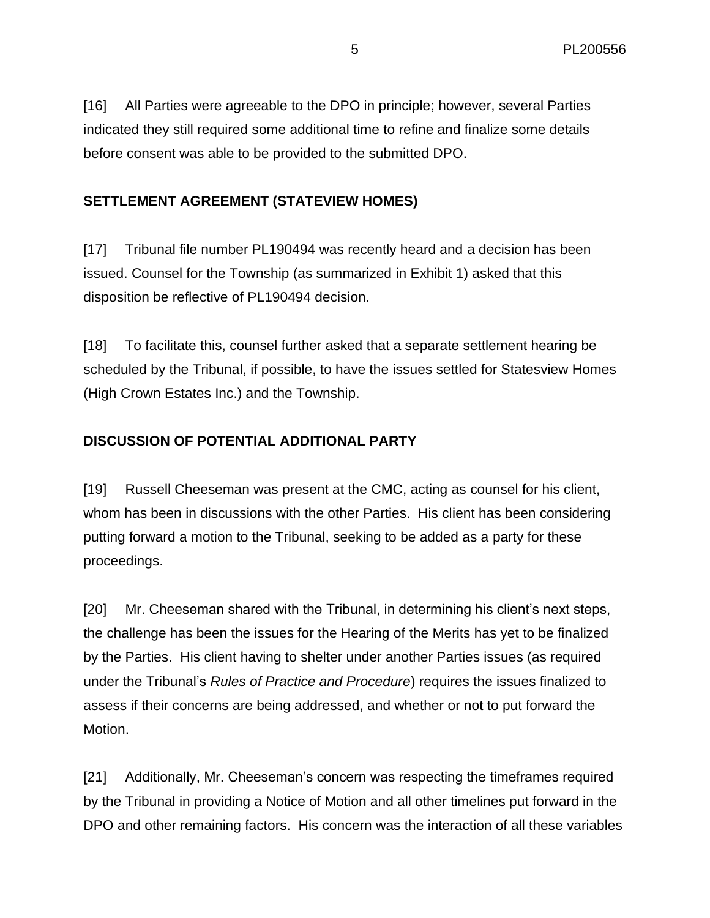[16] All Parties were agreeable to the DPO in principle; however, several Parties indicated they still required some additional time to refine and finalize some details before consent was able to be provided to the submitted DPO.

## SETTLEMENT AGREEMENT (STATEVIEW HOMES)

[17] Tribunal file number PL190494 was recently heard and a decision has been issued. Counsel for the Township (as summarized in Exhibit 1) asked that this disposition be reflective of PL190494 decision.

[18] To facilitate this, counsel further asked that a separate settlement hearing be scheduled by the Tribunal, if possible, to have the issues settled for Statesview Homes (High Crown Estates Inc.) and the Township.

## DISCUSSION OF POTENTIAL ADDITIONAL PARTY

[19] Russell Cheeseman was present at the CMC, acting as counsel for his client, whom has been in discussions with the other Parties. His client has been considering putting forward a motion to the Tribunal, seeking to be added as a party for these proceedings.

[20] Mr. Cheeseman shared with the Tribunal, in determining his client's next steps, the challenge has been the issues for the Hearing of the Merits has yet to be finalized by the Parties. His client having to shelter under another Parties issues (as required under the Tribunal's *Rules of Practice and Procedure*) requires the issues finalized to assess if their concerns are being addressed, and whether or not to put forward the Motion.

[21] Additionally, Mr. Cheeseman's concern was respecting the timeframes required by the Tribunal in providing a Notice of Motion and all other timelines put forward in the DPO and other remaining factors. His concern was the interaction of all these variables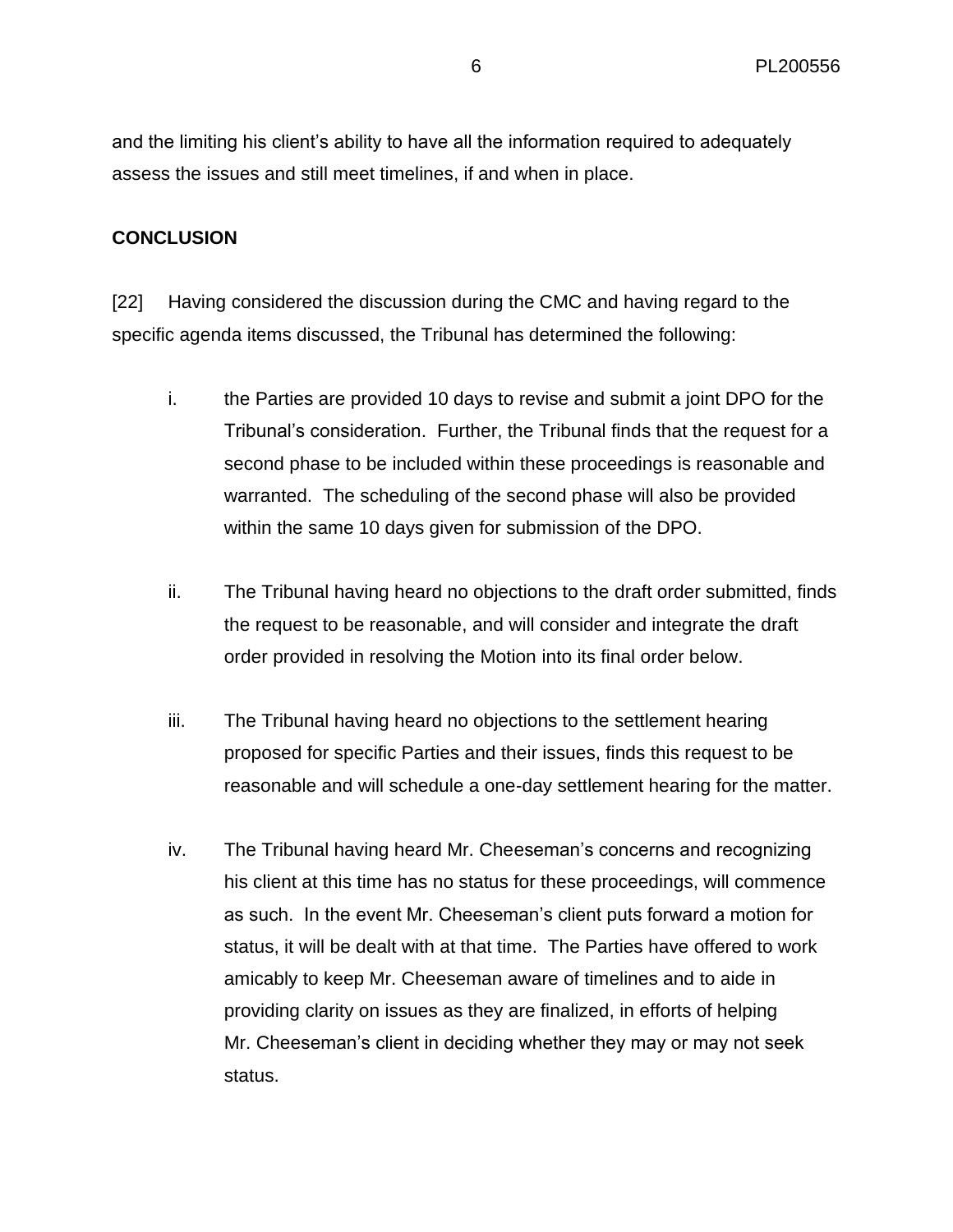and the limiting his client's ability to have all the information required to adequately assess the issues and still meet timelines, if and when in place.

**CONCLUSION**

[22] Having considered the discussion during the CMC and having regard to the specific agenda items discussed, the Tribunal has determined the following:

i. the Parties are provided 10 days to revise and submit a joint DPO for the Tribunal's consideration. Further, the Tribunal finds that the request for a second phase to be included within these proceedings is reasonable and warranted. The scheduling of the second phase will also be provided within the same 10 days given for submission of the DPO.

ii. The Tribunal having heard no objections to the draft order submitted, finds the request to be reasonable, and will consider and integrate the draft order provided in resolving the Motion into its final order below.

iii. The Tribunal having heard no objections to the settlement hearing proposed for specific Parties and their issues, finds this request to be reasonable and will schedule a one-day settlement hearing for the matter.

iv. The Tribunal having heard Mr. Cheeseman's concerns and recognizing his client at this time has no status for these proceedings, will commence as such. In the event Mr. Cheeseman's client puts forward a motion for status, it will be dealt with at that time. The Parties have offered to work amicably to keep Mr. Cheeseman aware of timelines and to aide in providing clarity on issues as they are finalized, in efforts of helping Mr. Cheeseman's client in deciding whether they may or may not seek status.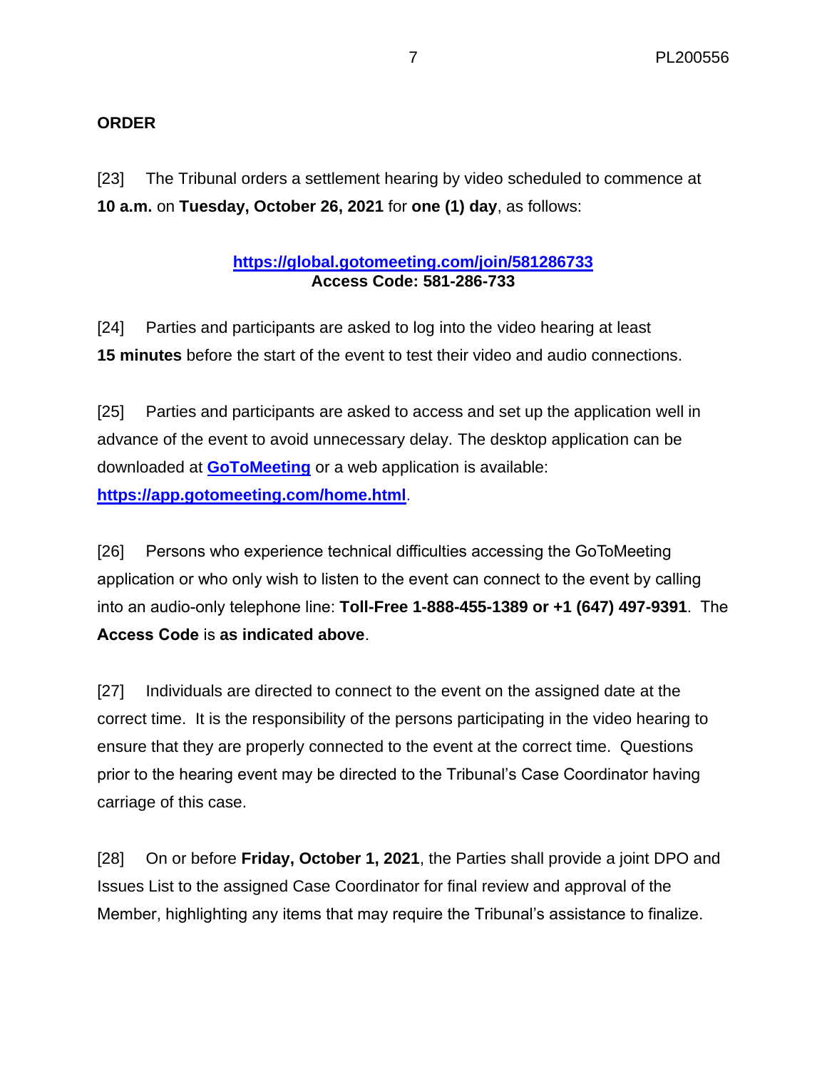**ORDER**

[23] The Tribunal orders a settlement hearing by video scheduled to commence at **10 a.m.** on **Tuesday, October 26, 2021** for **one (1) day**, as follows:

**[https://global.gotomeeting.com/join/581286733](https://global.gotomeeting.com/join/581286733)**
**Access Code: 581-286-733**

[24] Parties and participants are asked to log into the video hearing at least **15 minutes** before the start of the event to test their video and audio connections.

[25] Parties and participants are asked to access and set up the application well in advance of the event to avoid unnecessary delay. The desktop application can be downloaded at **GoToMeeting** or a web application is available: **[https://app.gotomeeting.com/home.html](https://app.gotomeeting.com/home.html)**.

[26] Persons who experience technical difficulties accessing the GoToMeeting application or who only wish to listen to the event can connect to the event by calling into an audio-only telephone line: **Toll-Free 1-888-455-1389 or +1 (647) 497-9391**. The **Access Code** is **as indicated above**.

[27] Individuals are directed to connect to the event on the assigned date at the correct time. It is the responsibility of the persons participating in the video hearing to ensure that they are properly connected to the event at the correct time. Questions prior to the hearing event may be directed to the Tribunal's Case Coordinator having carriage of this case.

[28] On or before **Friday, October 1, 2021**, the Parties shall provide a joint DPO and Issues List to the assigned Case Coordinator for final review and approval of the Member, highlighting any items that may require the Tribunal's assistance to finalize.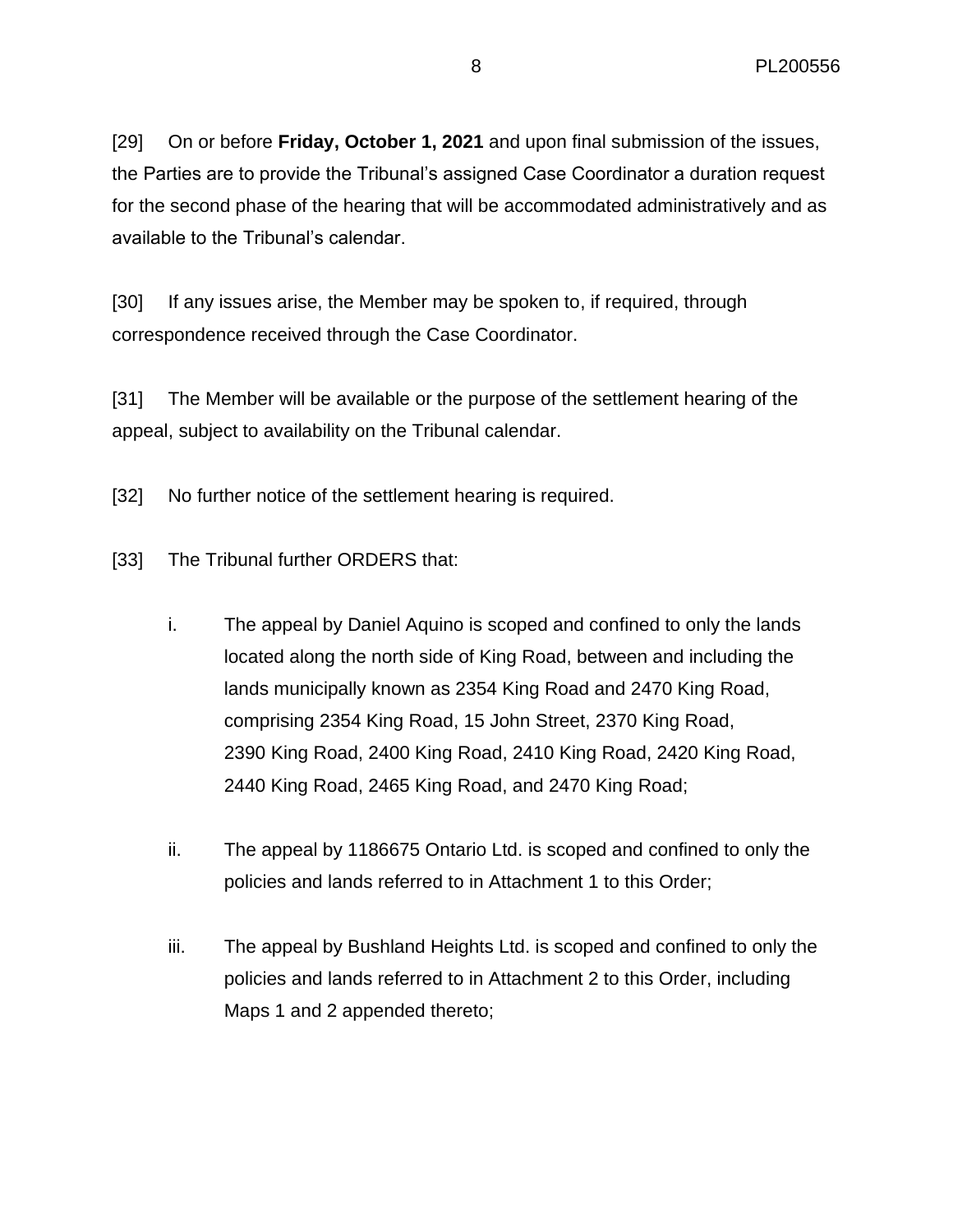[29] On or before **Friday, October 1, 2021** and upon final submission of the issues, the Parties are to provide the Tribunal's assigned Case Coordinator a duration request for the second phase of the hearing that will be accommodated administratively and as available to the Tribunal's calendar.

[30] If any issues arise, the Member may be spoken to, if required, through correspondence received through the Case Coordinator.

[31] The Member will be available or the purpose of the settlement hearing of the appeal, subject to availability on the Tribunal calendar.

[32] No further notice of the settlement hearing is required.

[33] The Tribunal further ORDERS that:

i. The appeal by Daniel Aquino is scoped and confined to only the lands located along the north side of King Road, between and including the lands municipally known as 2354 King Road and 2470 King Road, comprising 2354 King Road, 15 John Street, 2370 King Road, 2390 King Road, 2400 King Road, 2410 King Road, 2420 King Road, 2440 King Road, 2465 King Road, and 2470 King Road;

ii. The appeal by 1186675 Ontario Ltd. is scoped and confined to only the policies and lands referred to in Attachment 1 to this Order;

iii. The appeal by Bushland Heights Ltd. is scoped and confined to only the policies and lands referred to in Attachment 2 to this Order, including Maps 1 and 2 appended thereto;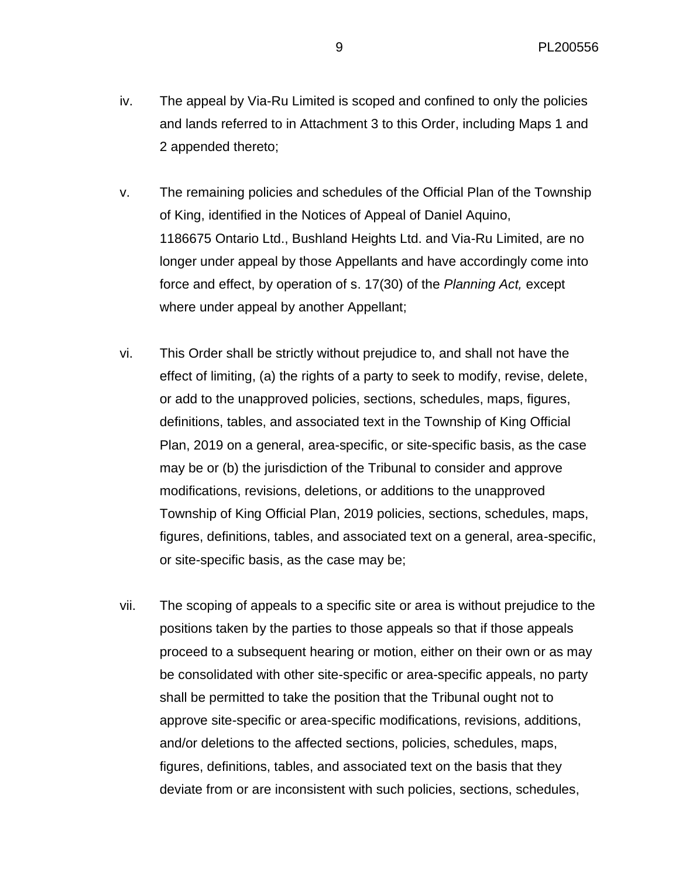iv. The appeal by Via-Ru Limited is scoped and confined to only the policies and lands referred to in Attachment 3 to this Order, including Maps 1 and 2 appended thereto;

v. The remaining policies and schedules of the Official Plan of the Township of King, identified in the Notices of Appeal of Daniel Aquino, 1186675 Ontario Ltd., Bushland Heights Ltd. and Via-Ru Limited, are no longer under appeal by those Appellants and have accordingly come into force and effect, by operation of s. 17(30) of the *Planning Act,* except where under appeal by another Appellant;

vi. This Order shall be strictly without prejudice to, and shall not have the effect of limiting, (a) the rights of a party to seek to modify, revise, delete, or add to the unapproved policies, sections, schedules, maps, figures, definitions, tables, and associated text in the Township of King Official Plan, 2019 on a general, area-specific, or site-specific basis, as the case may be or (b) the jurisdiction of the Tribunal to consider and approve modifications, revisions, deletions, or additions to the unapproved Township of King Official Plan, 2019 policies, sections, schedules, maps, figures, definitions, tables, and associated text on a general, area-specific, or site-specific basis, as the case may be;

vii. The scoping of appeals to a specific site or area is without prejudice to the positions taken by the parties to those appeals so that if those appeals proceed to a subsequent hearing or motion, either on their own or as may be consolidated with other site-specific or area-specific appeals, no party shall be permitted to take the position that the Tribunal ought not to approve site-specific or area-specific modifications, revisions, additions, and/or deletions to the affected sections, policies, schedules, maps, figures, definitions, tables, and associated text on the basis that they deviate from or are inconsistent with such policies, sections, schedules,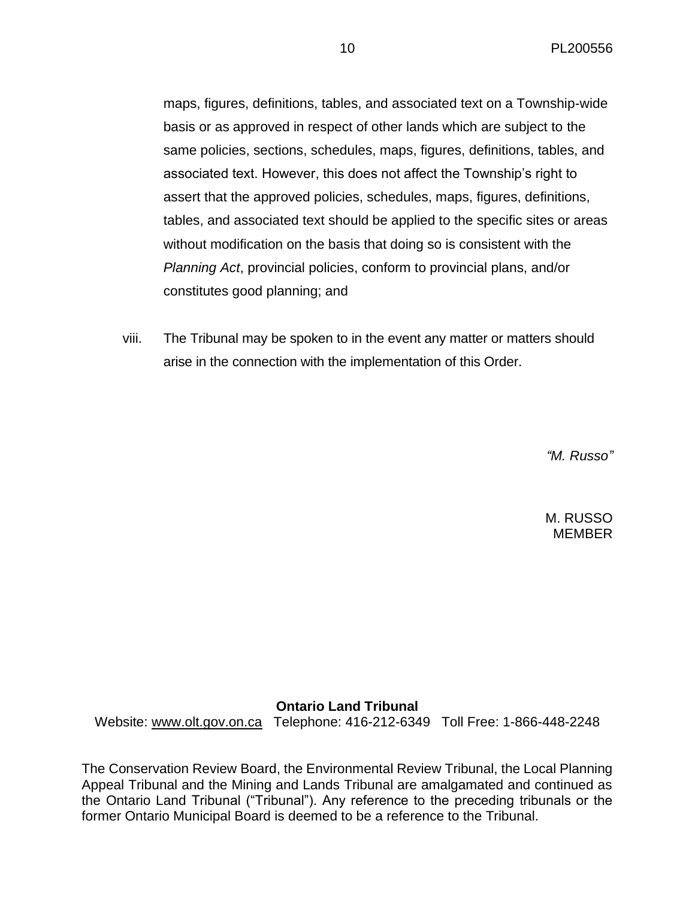maps, figures, definitions, tables, and associated text on a Township-wide basis or as approved in respect of other lands which are subject to the same policies, sections, schedules, maps, figures, definitions, tables, and associated text. However, this does not affect the Township's right to assert that the approved policies, schedules, maps, figures, definitions, tables, and associated text should be applied to the specific sites or areas without modification on the basis that doing so is consistent with the *Planning Act*, provincial policies, conform to provincial plans, and/or constitutes good planning; and

viii. The Tribunal may be spoken to in the event any matter or matters should arise in the connection with the implementation of this Order.

*"M. Russo"*

M. RUSSO
MEMBER

**Ontario Land Tribunal**

Website: www.olt.gov.on.ca Telephone: 416-212-6349 Toll Free: 1-866-448-2248

The Conservation Review Board, the Environmental Review Tribunal, the Local Planning Appeal Tribunal and the Mining and Lands Tribunal are amalgamated and continued as the Ontario Land Tribunal ("Tribunal"). Any reference to the preceding tribunals or the former Ontario Municipal Board is deemed to be a reference to the Tribunal.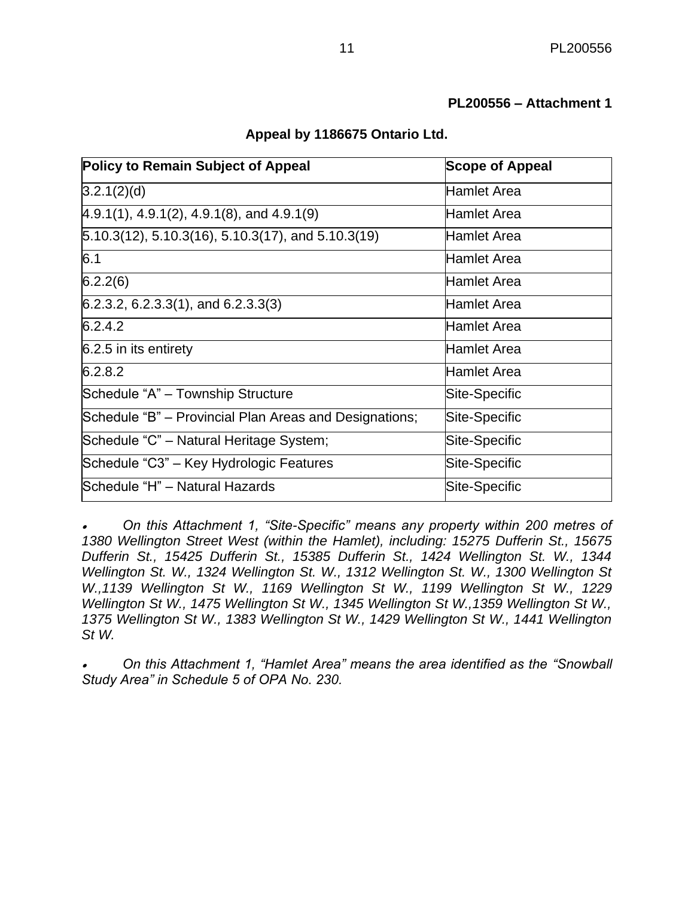**PL200556 – Attachment 1**

**Appeal by 1186675 Ontario Ltd.**

| **Policy to Remain Subject of Appeal** | **Scope of Appeal** |
|---|---|
| 3.2.1(2)(d) | Hamlet Area |
| 4.9.1(1), 4.9.1(2), 4.9.1(8), and 4.9.1(9) | Hamlet Area |
| 5.10.3(12), 5.10.3(16), 5.10.3(17), and 5.10.3(19) | Hamlet Area |
| 6.1 | Hamlet Area |
| 6.2.2(6) | Hamlet Area |
| 6.2.3.2, 6.2.3.3(1), and 6.2.3.3(3) | Hamlet Area |
| 6.2.4.2 | Hamlet Area |
| 6.2.5 in its entirety | Hamlet Area |
| 6.2.8.2 | Hamlet Area |
| Schedule “A” – Township Structure | Site-Specific |
| Schedule “B” – Provincial Plan Areas and Designations; | Site-Specific |
| Schedule “C” – Natural Heritage System; | Site-Specific |
| Schedule “C3” – Key Hydrologic Features | Site-Specific |
| Schedule “H” – Natural Hazards | Site-Specific |

- *On this Attachment 1, “Site-Specific” means any property within 200 metres of 1380 Wellington Street West (within the Hamlet), including: 15275 Dufferin St., 15675 Dufferin St., 15425 Dufferin St., 15385 Dufferin St., 1424 Wellington St. W., 1344 Wellington St. W., 1324 Wellington St. W., 1312 Wellington St. W., 1300 Wellington St W.,1139 Wellington St W., 1169 Wellington St W., 1199 Wellington St W., 1229 Wellington St W., 1475 Wellington St W., 1345 Wellington St W.,1359 Wellington St W., 1375 Wellington St W., 1383 Wellington St W., 1429 Wellington St W., 1441 Wellington St W.*

- *On this Attachment 1, “Hamlet Area” means the area identified as the “Snowball Study Area” in Schedule 5 of OPA No. 230.*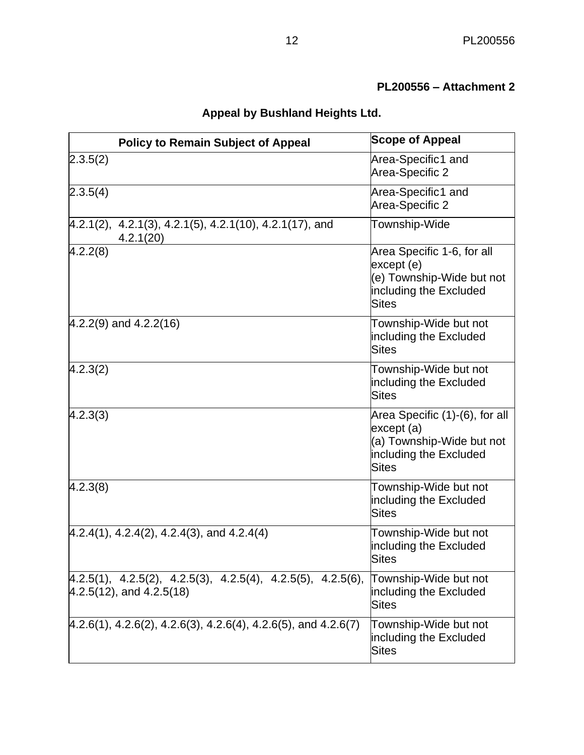**PL200556 – Attachment 2**

**Appeal by Bushland Heights Ltd.**

| Policy to Remain Subject of Appeal | Scope of Appeal |
|---|---|
| 2.3.5(2) | Area-Specific1 and Area-Specific 2 |
| 2.3.5(4) | Area-Specific1 and Area-Specific 2 |
| 4.2.1(2), 4.2.1(3), 4.2.1(5), 4.2.1(10), 4.2.1(17), and 4.2.1(20) | Township-Wide |
| 4.2.2(8) | Area Specific 1-6, for all except (e)<br>(e) Township-Wide but not including the Excluded Sites |
| 4.2.2(9) and 4.2.2(16) | Township-Wide but not including the Excluded Sites |
| 4.2.3(2) | Township-Wide but not including the Excluded Sites |
| 4.2.3(3) | Area Specific (1)-(6), for all except (a)<br>(a) Township-Wide but not including the Excluded Sites |
| 4.2.3(8) | Township-Wide but not including the Excluded Sites |
| 4.2.4(1), 4.2.4(2), 4.2.4(3), and 4.2.4(4) | Township-Wide but not including the Excluded Sites |
| 4.2.5(1), 4.2.5(2), 4.2.5(3), 4.2.5(4), 4.2.5(5), 4.2.5(6), 4.2.5(12), and 4.2.5(18) | Township-Wide but not including the Excluded Sites |
| 4.2.6(1), 4.2.6(2), 4.2.6(3), 4.2.6(4), 4.2.6(5), and 4.2.6(7) | Township-Wide but not including the Excluded Sites |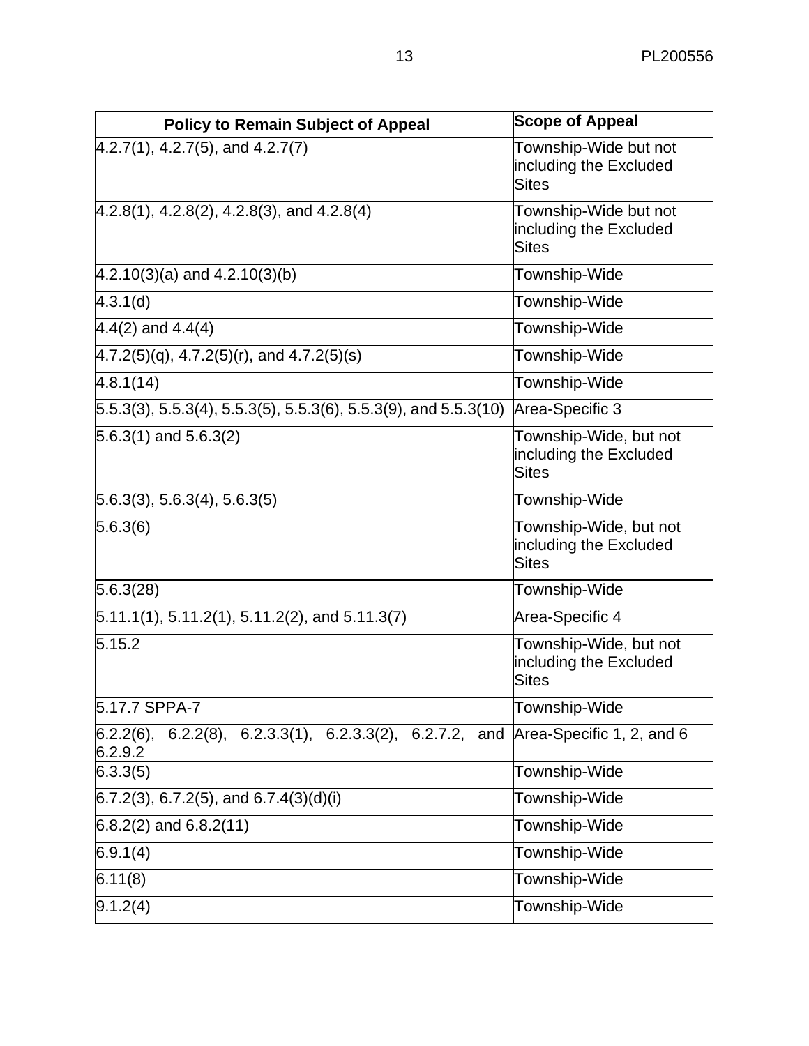| Policy to Remain Subject of Appeal | Scope of Appeal |
|---|---|
| 4.2.7(1), 4.2.7(5), and 4.2.7(7) | Township-Wide but not including the Excluded Sites |
| 4.2.8(1), 4.2.8(2), 4.2.8(3), and 4.2.8(4) | Township-Wide but not including the Excluded Sites |
| 4.2.10(3)(a) and 4.2.10(3)(b) | Township-Wide |
| 4.3.1(d) | Township-Wide |
| 4.4(2) and 4.4(4) | Township-Wide |
| 4.7.2(5)(q), 4.7.2(5)(r), and 4.7.2(5)(s) | Township-Wide |
| 4.8.1(14) | Township-Wide |
| 5.5.3(3), 5.5.3(4), 5.5.3(5), 5.5.3(6), 5.5.3(9), and 5.5.3(10) | Area-Specific 3 |
| 5.6.3(1) and 5.6.3(2) | Township-Wide, but not including the Excluded Sites |
| 5.6.3(3), 5.6.3(4), 5.6.3(5) | Township-Wide |
| 5.6.3(6) | Township-Wide, but not including the Excluded Sites |
| 5.6.3(28) | Township-Wide |
| 5.11.1(1), 5.11.2(1), 5.11.2(2), and 5.11.3(7) | Area-Specific 4 |
| 5.15.2 | Township-Wide, but not including the Excluded Sites |
| 5.17.7 SPPA-7 | Township-Wide |
| 6.2.2(6), 6.2.2(8), 6.2.3.3(1), 6.2.3.3(2), 6.2.7.2, and 6.2.9.2 | Area-Specific 1, 2, and 6 |
| 6.3.3(5) | Township-Wide |
| 6.7.2(3), 6.7.2(5), and 6.7.4(3)(d)(i) | Township-Wide |
| 6.8.2(2) and 6.8.2(11) | Township-Wide |
| 6.9.1(4) | Township-Wide |
| 6.11(8) | Township-Wide |
| 9.1.2(4) | Township-Wide |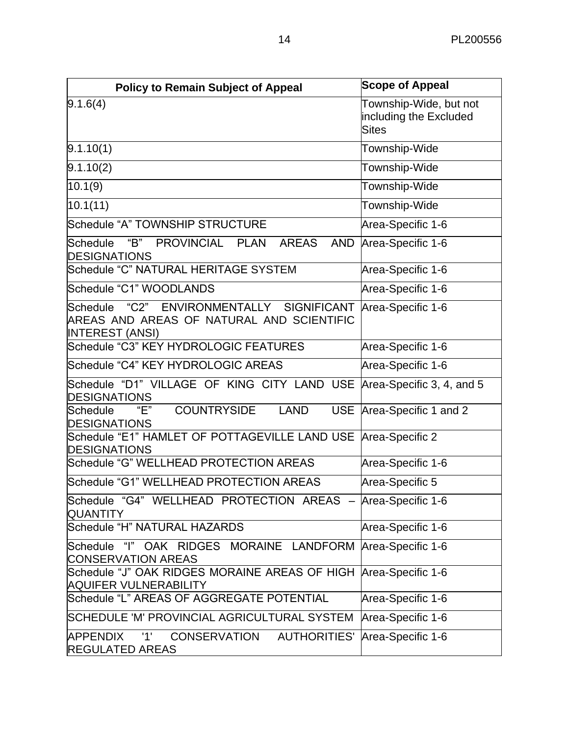| Policy to Remain Subject of Appeal | Scope of Appeal |
|---|---|
| 9.1.6(4) | Township-Wide, but not including the Excluded Sites |
| 9.1.10(1) | Township-Wide |
| 9.1.10(2) | Township-Wide |
| 10.1(9) | Township-Wide |
| 10.1(11) | Township-Wide |
| Schedule “A” TOWNSHIP STRUCTURE | Area-Specific 1-6 |
| Schedule “B” PROVINCIAL PLAN AREAS AND DESIGNATIONS | Area-Specific 1-6 |
| Schedule “C” NATURAL HERITAGE SYSTEM | Area-Specific 1-6 |
| Schedule “C1” WOODLANDS | Area-Specific 1-6 |
| Schedule “C2” ENVIRONMENTALLY SIGNIFICANT AREAS AND AREAS OF NATURAL AND SCIENTIFIC INTEREST (ANSI) | Area-Specific 1-6 |
| Schedule “C3” KEY HYDROLOGIC FEATURES | Area-Specific 1-6 |
| Schedule “C4” KEY HYDROLOGIC AREAS | Area-Specific 1-6 |
| Schedule “D1” VILLAGE OF KING CITY LAND USE DESIGNATIONS | Area-Specific 3, 4, and 5 |
| Schedule “E” COUNTRYSIDE LAND USE DESIGNATIONS | Area-Specific 1 and 2 |
| Schedule “E1” HAMLET OF POTTAGEVILLE LAND USE DESIGNATIONS | Area-Specific 2 |
| Schedule “G” WELLHEAD PROTECTION AREAS | Area-Specific 1-6 |
| Schedule “G1” WELLHEAD PROTECTION AREAS | Area-Specific 5 |
| Schedule “G4” WELLHEAD PROTECTION AREAS – QUANTITY | Area-Specific 1-6 |
| Schedule “H” NATURAL HAZARDS | Area-Specific 1-6 |
| Schedule “I” OAK RIDGES MORAINE LANDFORM CONSERVATION AREAS | Area-Specific 1-6 |
| Schedule “J” OAK RIDGES MORAINE AREAS OF HIGH AQUIFER VULNERABILITY | Area-Specific 1-6 |
| Schedule “L” AREAS OF AGGREGATE POTENTIAL | Area-Specific 1-6 |
| SCHEDULE 'M' PROVINCIAL AGRICULTURAL SYSTEM | Area-Specific 1-6 |
| APPENDIX '1' CONSERVATION AUTHORITIES' REGULATED AREAS | Area-Specific 1-6 |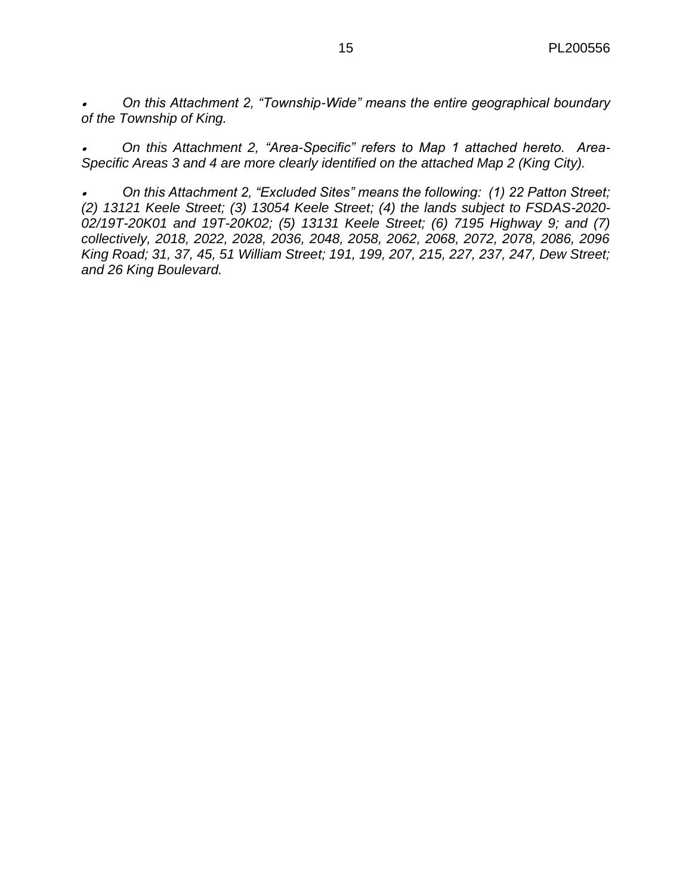- *On this Attachment 2, "Township-Wide" means the entire geographical boundary of the Township of King.*

- *On this Attachment 2, "Area-Specific" refers to Map 1 attached hereto. Area-Specific Areas 3 and 4 are more clearly identified on the attached Map 2 (King City).*

- *On this Attachment 2, "Excluded Sites" means the following: (1) 22 Patton Street; (2) 13121 Keele Street; (3) 13054 Keele Street; (4) the lands subject to FSDAS-2020-02/19T-20K01 and 19T-20K02; (5) 13131 Keele Street; (6) 7195 Highway 9; and (7) collectively, 2018, 2022, 2028, 2036, 2048, 2058, 2062, 2068, 2072, 2078, 2086, 2096 King Road; 31, 37, 45, 51 William Street; 191, 199, 207, 215, 227, 237, 247, Dew Street; and 26 King Boulevard.*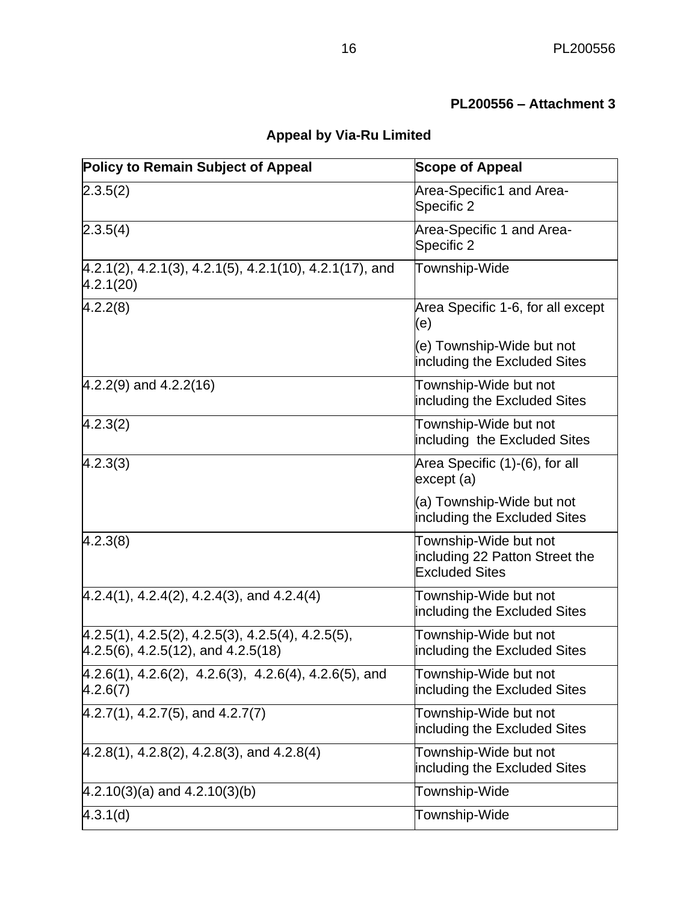**PL200556 – Attachment 3**

## Appeal by Via-Ru Limited

| Policy to Remain Subject of Appeal | Scope of Appeal |
|---|---|
| 2.3.5(2) | Area-Specific1 and Area-Specific 2 |
| 2.3.5(4) | Area-Specific 1 and Area-Specific 2 |
| 4.2.1(2), 4.2.1(3), 4.2.1(5), 4.2.1(10), 4.2.1(17), and 4.2.1(20) | Township-Wide |
| 4.2.2(8) | Area Specific 1-6, for all except (e)<br><br>(e) Township-Wide but not including the Excluded Sites |
| 4.2.2(9) and 4.2.2(16) | Township-Wide but not including the Excluded Sites |
| 4.2.3(2) | Township-Wide but not including the Excluded Sites |
| 4.2.3(3) | Area Specific (1)-(6), for all except (a)<br><br>(a) Township-Wide but not including the Excluded Sites |
| 4.2.3(8) | Township-Wide but not including 22 Patton Street the Excluded Sites |
| 4.2.4(1), 4.2.4(2), 4.2.4(3), and 4.2.4(4) | Township-Wide but not including the Excluded Sites |
| 4.2.5(1), 4.2.5(2), 4.2.5(3), 4.2.5(4), 4.2.5(5), 4.2.5(6), 4.2.5(12), and 4.2.5(18) | Township-Wide but not including the Excluded Sites |
| 4.2.6(1), 4.2.6(2), 4.2.6(3), 4.2.6(4), 4.2.6(5), and 4.2.6(7) | Township-Wide but not including the Excluded Sites |
| 4.2.7(1), 4.2.7(5), and 4.2.7(7) | Township-Wide but not including the Excluded Sites |
| 4.2.8(1), 4.2.8(2), 4.2.8(3), and 4.2.8(4) | Township-Wide but not including the Excluded Sites |
| 4.2.10(3)(a) and 4.2.10(3)(b) | Township-Wide |
| 4.3.1(d) | Township-Wide |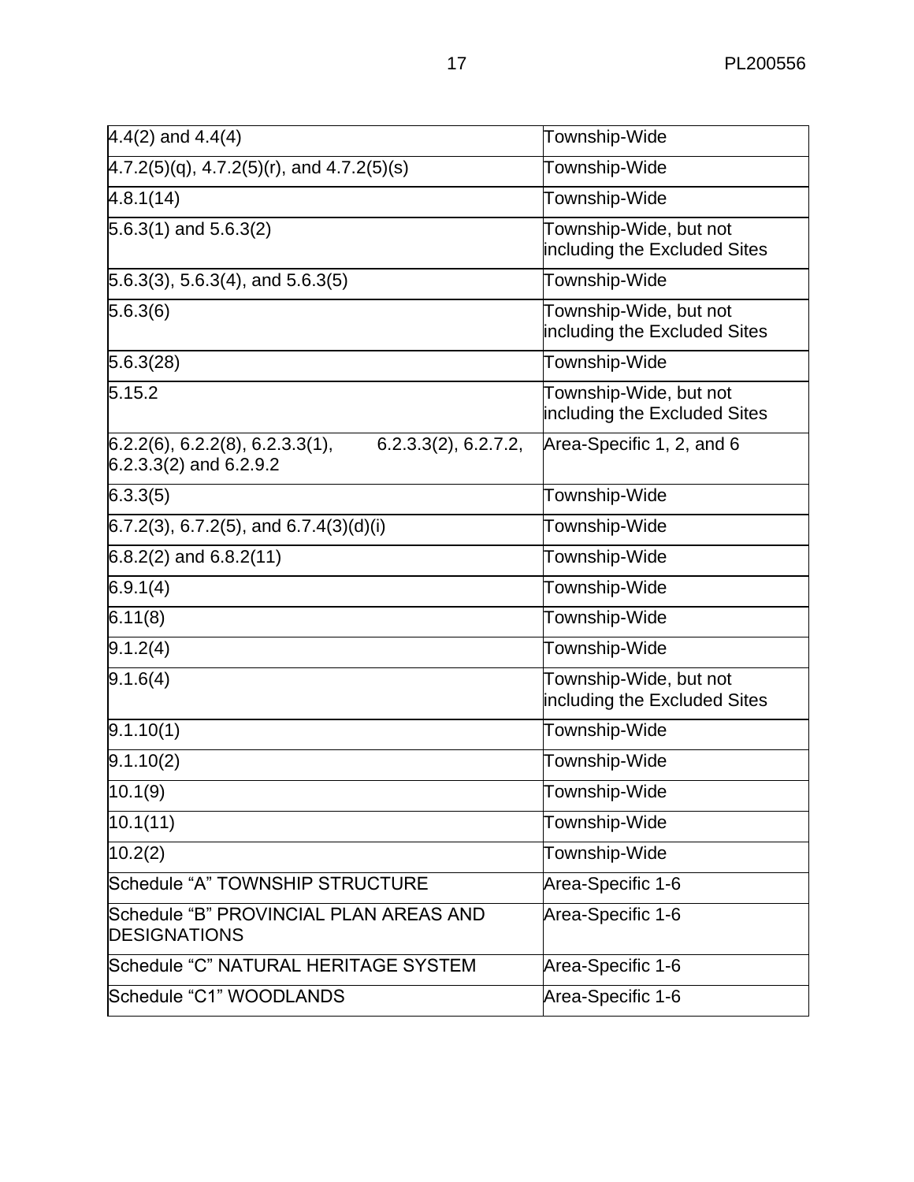| | |
|---|---|
| 4.4(2) and 4.4(4) | Township-Wide |
| 4.7.2(5)(q), 4.7.2(5)(r), and 4.7.2(5)(s) | Township-Wide |
| 4.8.1(14) | Township-Wide |
| 5.6.3(1) and 5.6.3(2) | Township-Wide, but not including the Excluded Sites |
| 5.6.3(3), 5.6.3(4), and 5.6.3(5) | Township-Wide |
| 5.6.3(6) | Township-Wide, but not including the Excluded Sites |
| 5.6.3(28) | Township-Wide |
| 5.15.2 | Township-Wide, but not including the Excluded Sites |
| 6.2.2(6), 6.2.2(8), 6.2.3.3(1), 6.2.3.3(2), 6.2.7.2, 6.2.3.3(2) and 6.2.9.2 | Area-Specific 1, 2, and 6 |
| 6.3.3(5) | Township-Wide |
| 6.7.2(3), 6.7.2(5), and 6.7.4(3)(d)(i) | Township-Wide |
| 6.8.2(2) and 6.8.2(11) | Township-Wide |
| 6.9.1(4) | Township-Wide |
| 6.11(8) | Township-Wide |
| 9.1.2(4) | Township-Wide |
| 9.1.6(4) | Township-Wide, but not including the Excluded Sites |
| 9.1.10(1) | Township-Wide |
| 9.1.10(2) | Township-Wide |
| 10.1(9) | Township-Wide |
| 10.1(11) | Township-Wide |
| 10.2(2) | Township-Wide |
| Schedule “A” TOWNSHIP STRUCTURE | Area-Specific 1-6 |
| Schedule “B” PROVINCIAL PLAN AREAS AND DESIGNATIONS | Area-Specific 1-6 |
| Schedule “C” NATURAL HERITAGE SYSTEM | Area-Specific 1-6 |
| Schedule “C1” WOODLANDS | Area-Specific 1-6 |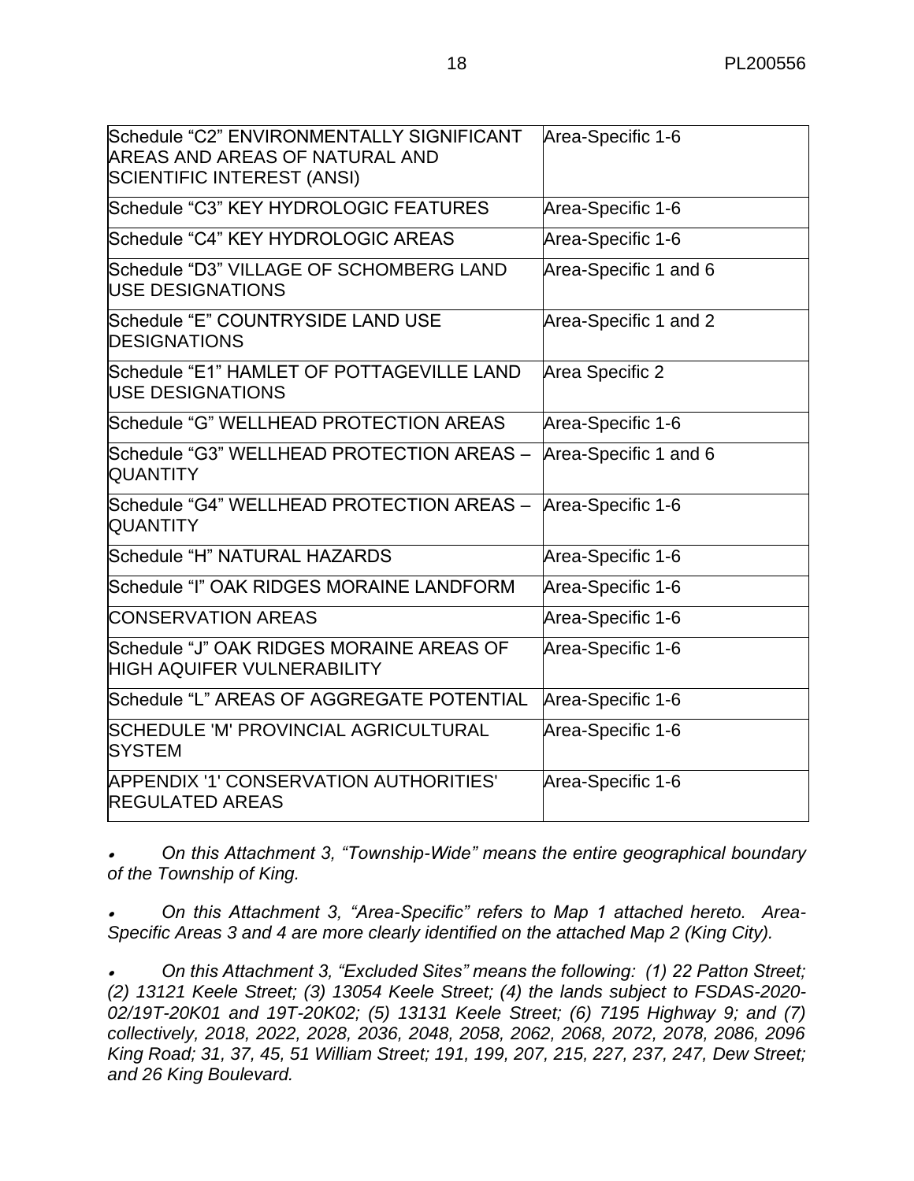| | |
|---|---|
| Schedule “C2” ENVIRONMENTALLY SIGNIFICANT AREAS AND AREAS OF NATURAL AND SCIENTIFIC INTEREST (ANSI) | Area-Specific 1-6 |
| Schedule “C3” KEY HYDROLOGIC FEATURES | Area-Specific 1-6 |
| Schedule “C4” KEY HYDROLOGIC AREAS | Area-Specific 1-6 |
| Schedule “D3” VILLAGE OF SCHOMBERG LAND USE DESIGNATIONS | Area-Specific 1 and 6 |
| Schedule “E” COUNTRYSIDE LAND USE DESIGNATIONS | Area-Specific 1 and 2 |
| Schedule “E1” HAMLET OF POTTAGEVILLE LAND USE DESIGNATIONS | Area Specific 2 |
| Schedule “G” WELLHEAD PROTECTION AREAS | Area-Specific 1-6 |
| Schedule “G3” WELLHEAD PROTECTION AREAS – QUANTITY | Area-Specific 1 and 6 |
| Schedule “G4” WELLHEAD PROTECTION AREAS – QUANTITY | Area-Specific 1-6 |
| Schedule “H” NATURAL HAZARDS | Area-Specific 1-6 |
| Schedule “I” OAK RIDGES MORAINE LANDFORM | Area-Specific 1-6 |
| CONSERVATION AREAS | Area-Specific 1-6 |
| Schedule “J” OAK RIDGES MORAINE AREAS OF HIGH AQUIFER VULNERABILITY | Area-Specific 1-6 |
| Schedule “L” AREAS OF AGGREGATE POTENTIAL | Area-Specific 1-6 |
| SCHEDULE 'M' PROVINCIAL AGRICULTURAL SYSTEM | Area-Specific 1-6 |
| APPENDIX '1' CONSERVATION AUTHORITIES' REGULATED AREAS | Area-Specific 1-6 |

- *On this Attachment 3, “Township-Wide” means the entire geographical boundary of the Township of King.*

- *On this Attachment 3, “Area-Specific” refers to Map 1 attached hereto. Area-Specific Areas 3 and 4 are more clearly identified on the attached Map 2 (King City).*

- *On this Attachment 3, “Excluded Sites” means the following: (1) 22 Patton Street; (2) 13121 Keele Street; (3) 13054 Keele Street; (4) the lands subject to FSDAS-2020-02/19T-20K01 and 19T-20K02; (5) 13131 Keele Street; (6) 7195 Highway 9; and (7) collectively, 2018, 2022, 2028, 2036, 2048, 2058, 2062, 2068, 2072, 2078, 2086, 2096 King Road; 31, 37, 45, 51 William Street; 191, 199, 207, 215, 227, 237, 247, Dew Street; and 26 King Boulevard.*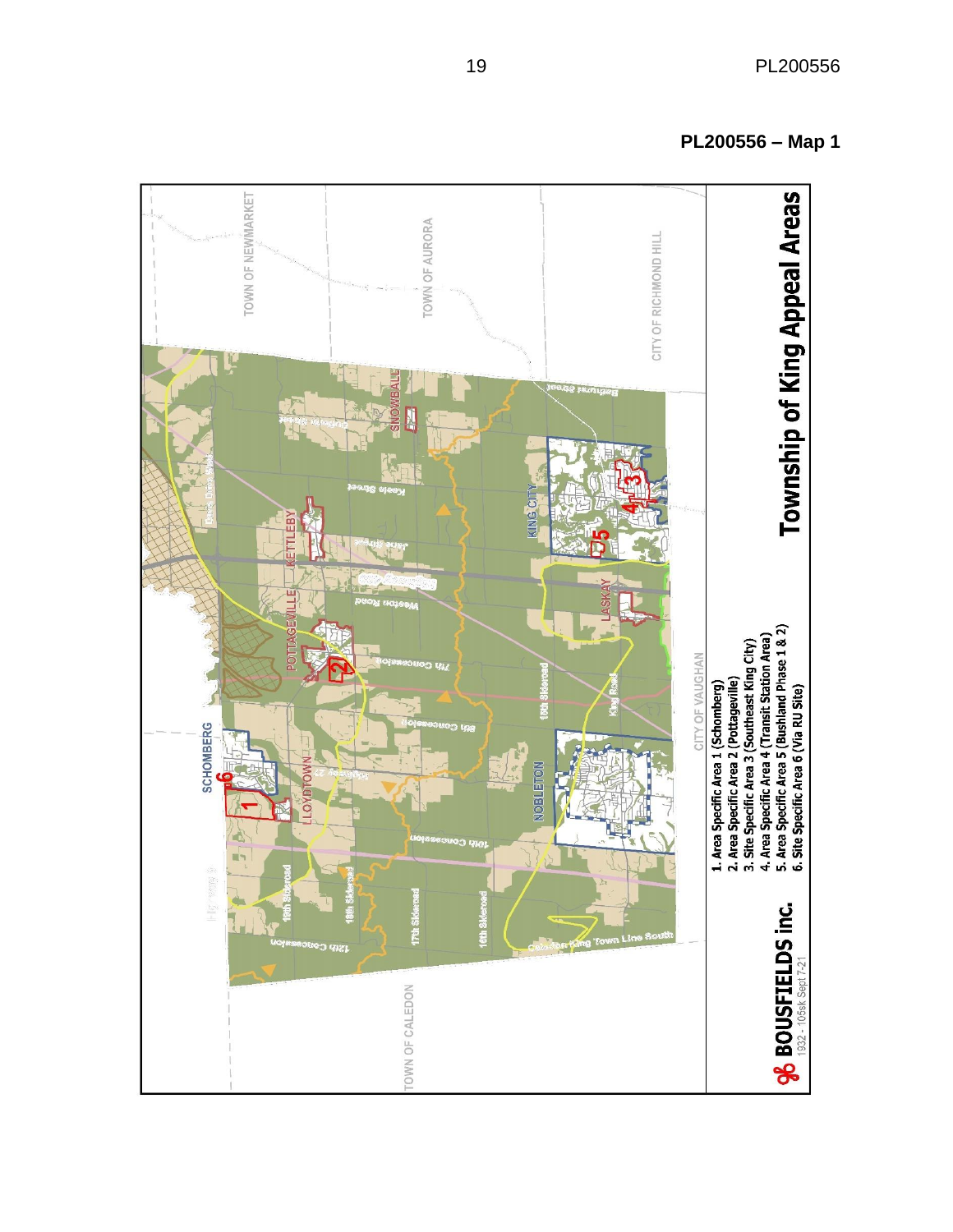**PL200556 – Map 1**

# Township of King Appeal Areas

1. Area Specific Area 1 (Schomberg)
2. Area Specific Area 2 (Pottageville)
3. Site Specific Area 3 (Southeast King City)
4. Area Specific Area 4 (Transit Station Area)
5. Area Specific Area 5 (Bushland Phase 1 & 2)
6. Site Specific Area 6 (Via RU Site)

BOUSFIELDS inc. 1932 - 105sk Sept 7-21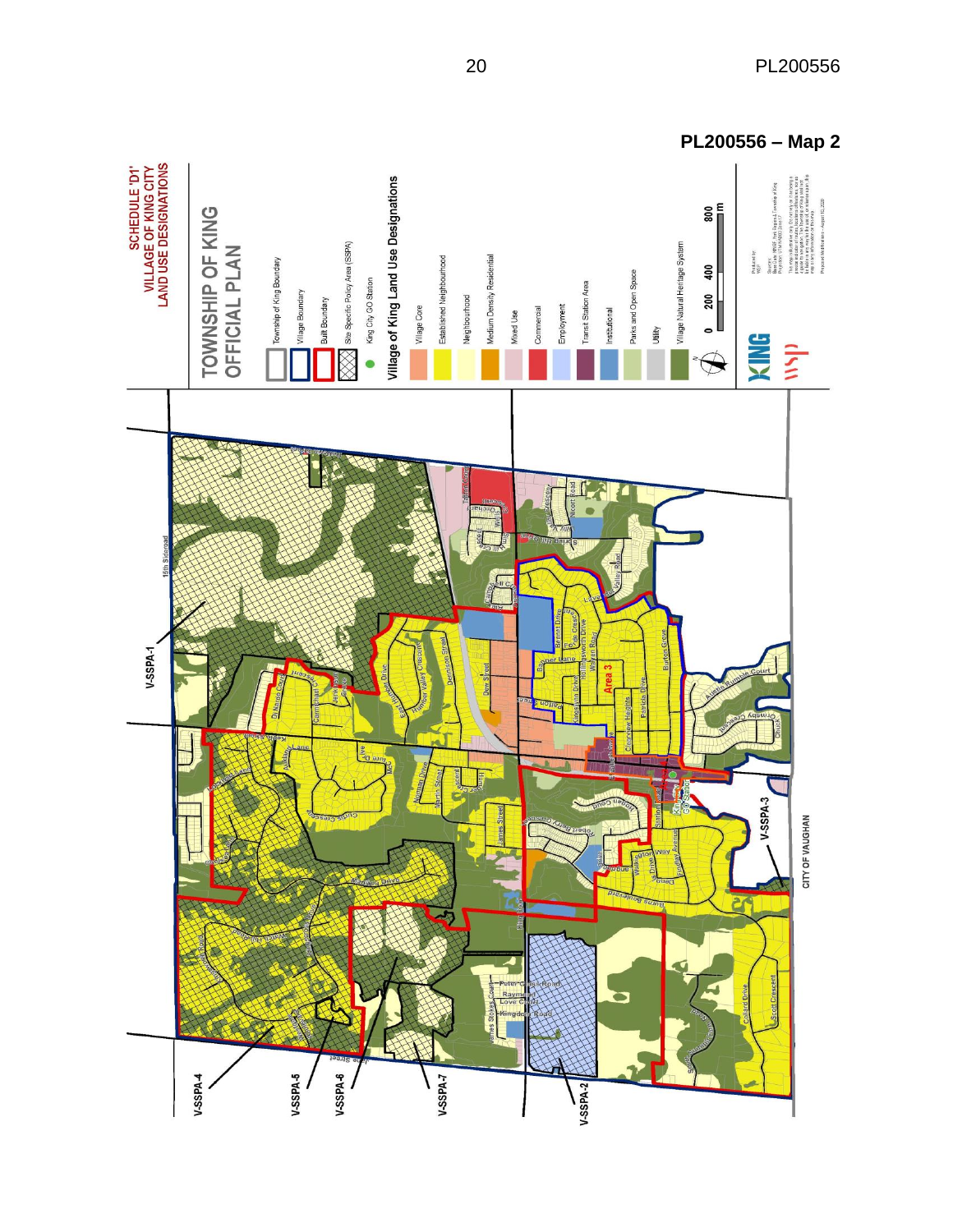## PL200556 – Map 2

SCHEDULE 'D1'
VILLAGE OF KING CITY
LAND USE DESIGNATIONS

TOWNSHIP OF KING
OFFICIAL PLAN

Township of King Boundary
Village Boundary
Built Boundary
Site Specific Policy Area (SSPA)
King City GO Station

Village of King Land Use Designations

Village Core
Established Neighbourhood
Neighbourhood
Medium Density Residential
Mixed Use
Commercial
Employment
Transit Station Area
Institutional
Parks and Open Space
Utility
Village Natural Heritage System

0 200 400 800 m

V-SSPA-1
V-SSPA-2
V-SSPA-3
V-SSPA-4
V-SSPA-5
V-SSPA-6
V-SSPA-7

Area 3

CITY OF VAUGHAN